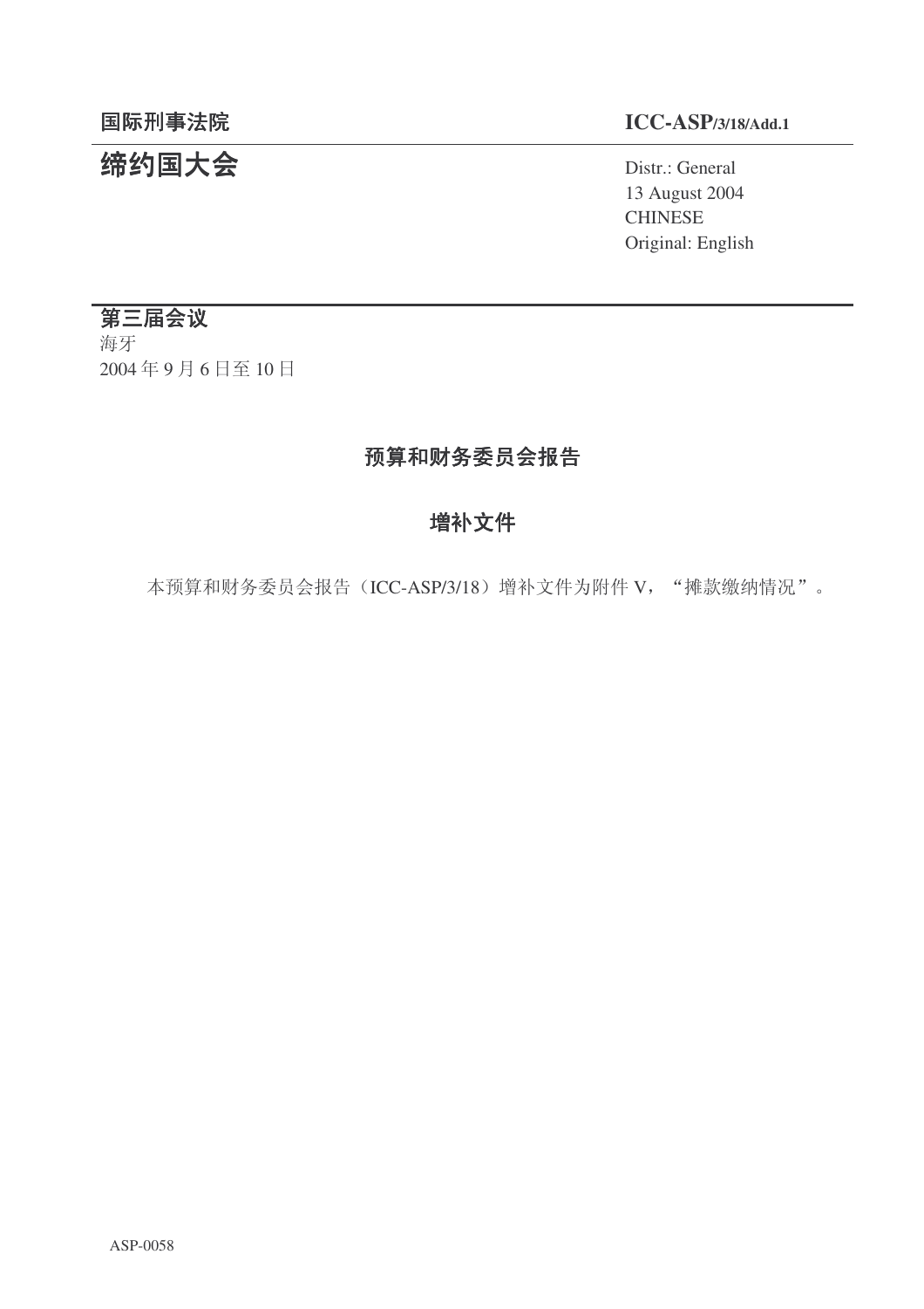国际刑事法院

# 缔约国大会

ICC-ASP/3/18/Add.1

Distr.: General
13 August 2004
CHINESE
Original: English

**第三届会议**
海牙
2004 年 9 月 6 日至 10 日

## 预算和财务委员会报告

## 增补文件

本预算和财务委员会报告（ICC-ASP/3/18）增补文件为附件 V，“摊款缴纳情况”。

ASP-0058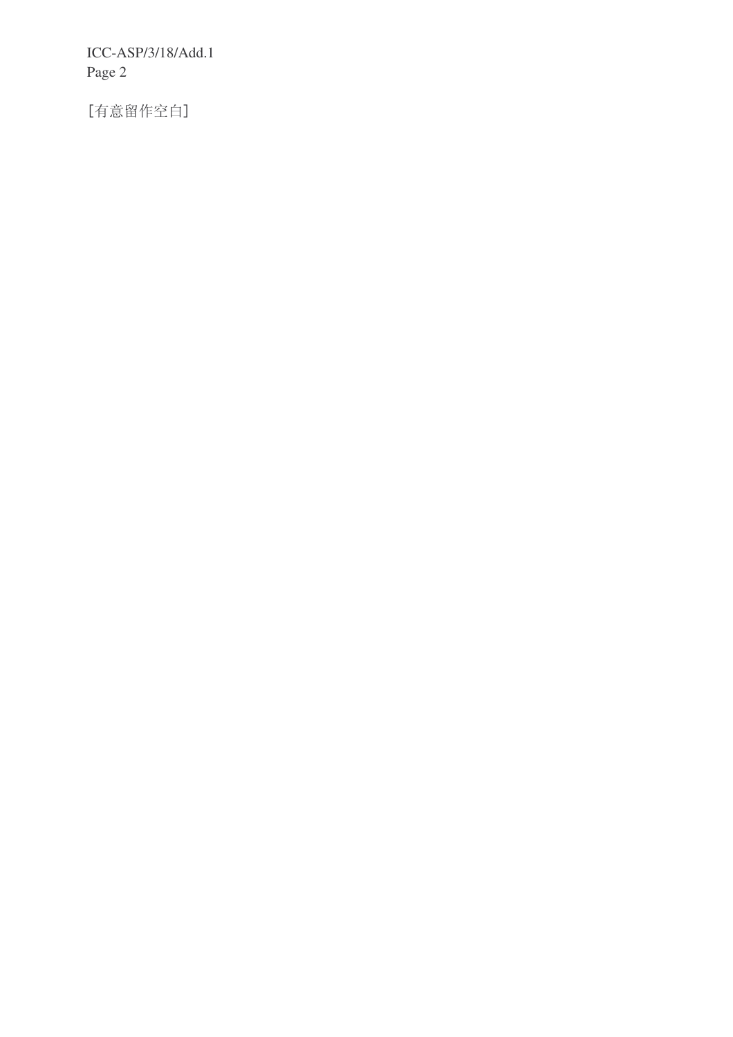[有意留作空白]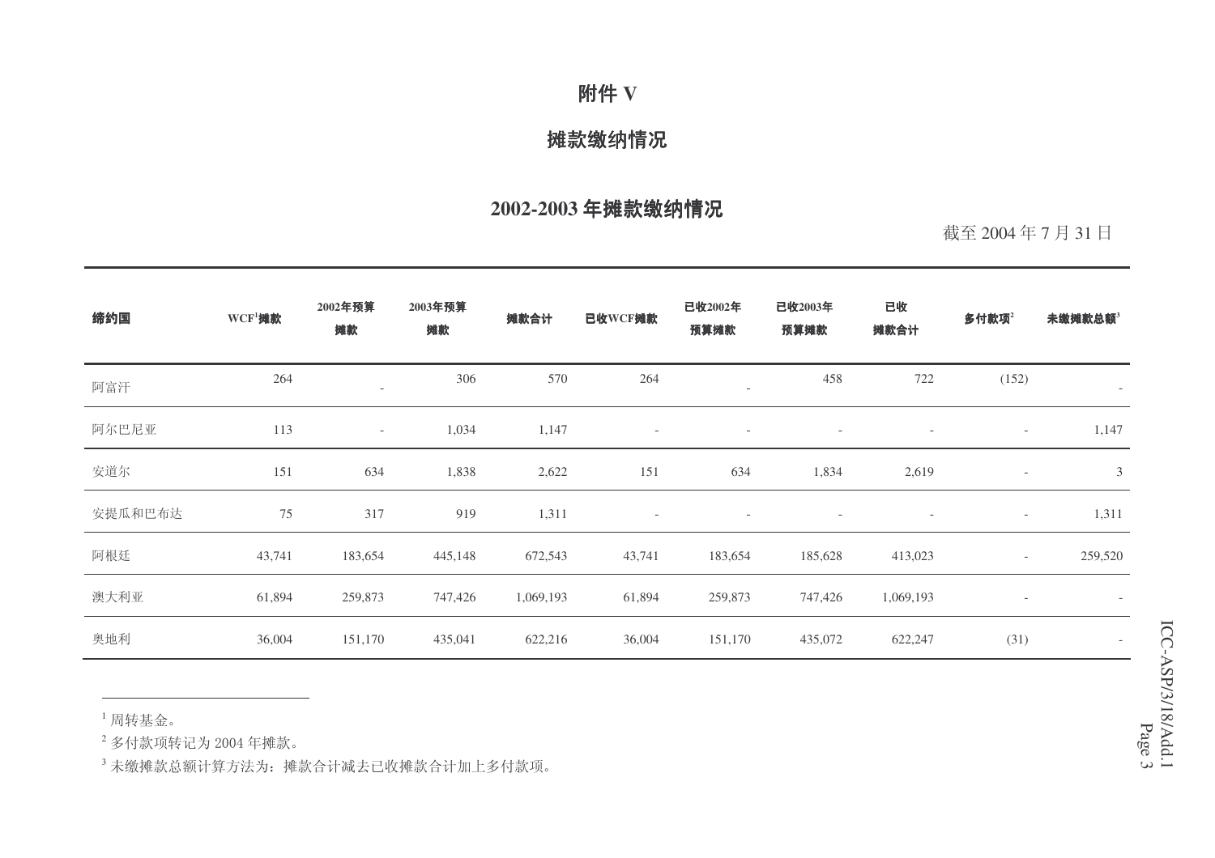# 附件 V

## 摊款缴纳情况

### 2002-2003 年摊款缴纳情况

截至 2004 年 7 月 31 日

| 缔约国 | WCF[1]摊款 | 2002年预算摊款 | 2003年预算摊款 | 摊款合计 | 已收WCF摊款 | 已收2002年预算摊款 | 已收2003年预算摊款 | 已收摊款合计 | 多付款项[2] | 未缴摊款总额[3] |
|---|---|---|---|---|---|---|---|---|---|---|
| 阿富汗 | 264 | - | 306 | 570 | 264 | - | 458 | 722 | (152) | - |
| 阿尔巴尼亚 | 113 | - | 1,034 | 1,147 | - | - | - | - | - | 1,147 |
| 安道尔 | 151 | 634 | 1,838 | 2,622 | 151 | 634 | 1,834 | 2,619 | - | 3 |
| 安提瓜和巴布达 | 75 | 317 | 919 | 1,311 | - | - | - | - | - | 1,311 |
| 阿根廷 | 43,741 | 183,654 | 445,148 | 672,543 | 43,741 | 183,654 | 185,628 | 413,023 | - | 259,520 |
| 澳大利亚 | 61,894 | 259,873 | 747,426 | 1,069,193 | 61,894 | 259,873 | 747,426 | 1,069,193 | - | - |
| 奥地利 | 36,004 | 151,170 | 435,041 | 622,216 | 36,004 | 151,170 | 435,072 | 622,247 | (31) | - |

[1] 周转基金。

[2] 多付款项转记为 2004 年摊款。

[3] 未缴摊款总额计算方法为：摊款合计减去已收摊款合计加上多付款项。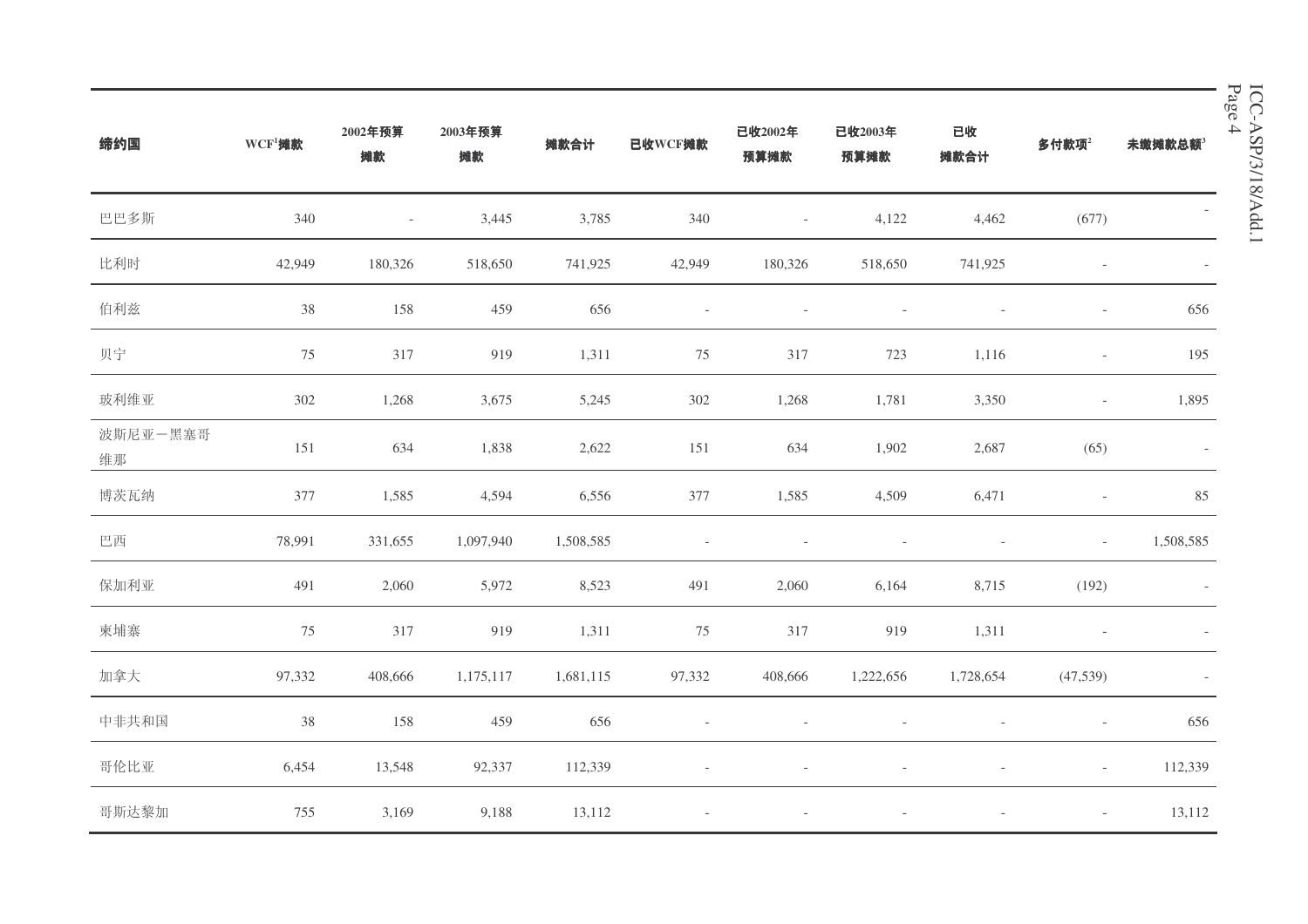| 缔约国 | WCF[1]摊款 | 2002年预算摊款 | 2003年预算摊款 | 摊款合计 | 已收WCF摊款 | 已收2002年预算摊款 | 已收2003年预算摊款 | 已收摊款合计 | 多付款项[2] | 未缴摊款总额[3] |
|---|---|---|---|---|---|---|---|---|---|---|
| 巴巴多斯 | 340 | - | 3,445 | 3,785 | 340 | - | 4,122 | 4,462 | (677) | - |
| 比利时 | 42,949 | 180,326 | 518,650 | 741,925 | 42,949 | 180,326 | 518,650 | 741,925 | - | - |
| 伯利兹 | 38 | 158 | 459 | 656 | - | - | - | - | - | 656 |
| 贝宁 | 75 | 317 | 919 | 1,311 | 75 | 317 | 723 | 1,116 | - | 195 |
| 玻利维亚 | 302 | 1,268 | 3,675 | 5,245 | 302 | 1,268 | 1,781 | 3,350 | - | 1,895 |
| 波斯尼亚－黑塞哥维那 | 151 | 634 | 1,838 | 2,622 | 151 | 634 | 1,902 | 2,687 | (65) | - |
| 博茨瓦纳 | 377 | 1,585 | 4,594 | 6,556 | 377 | 1,585 | 4,509 | 6,471 | - | 85 |
| 巴西 | 78,991 | 331,655 | 1,097,940 | 1,508,585 | - | - | - | - | - | 1,508,585 |
| 保加利亚 | 491 | 2,060 | 5,972 | 8,523 | 491 | 2,060 | 6,164 | 8,715 | (192) | - |
| 柬埔寨 | 75 | 317 | 919 | 1,311 | 75 | 317 | 919 | 1,311 | - | - |
| 加拿大 | 97,332 | 408,666 | 1,175,117 | 1,681,115 | 97,332 | 408,666 | 1,222,656 | 1,728,654 | (47,539) | - |
| 中非共和国 | 38 | 158 | 459 | 656 | - | - | - | - | - | 656 |
| 哥伦比亚 | 6,454 | 13,548 | 92,337 | 112,339 | - | - | - | - | - | 112,339 |
| 哥斯达黎加 | 755 | 3,169 | 9,188 | 13,112 | - | - | - | - | - | 13,112 |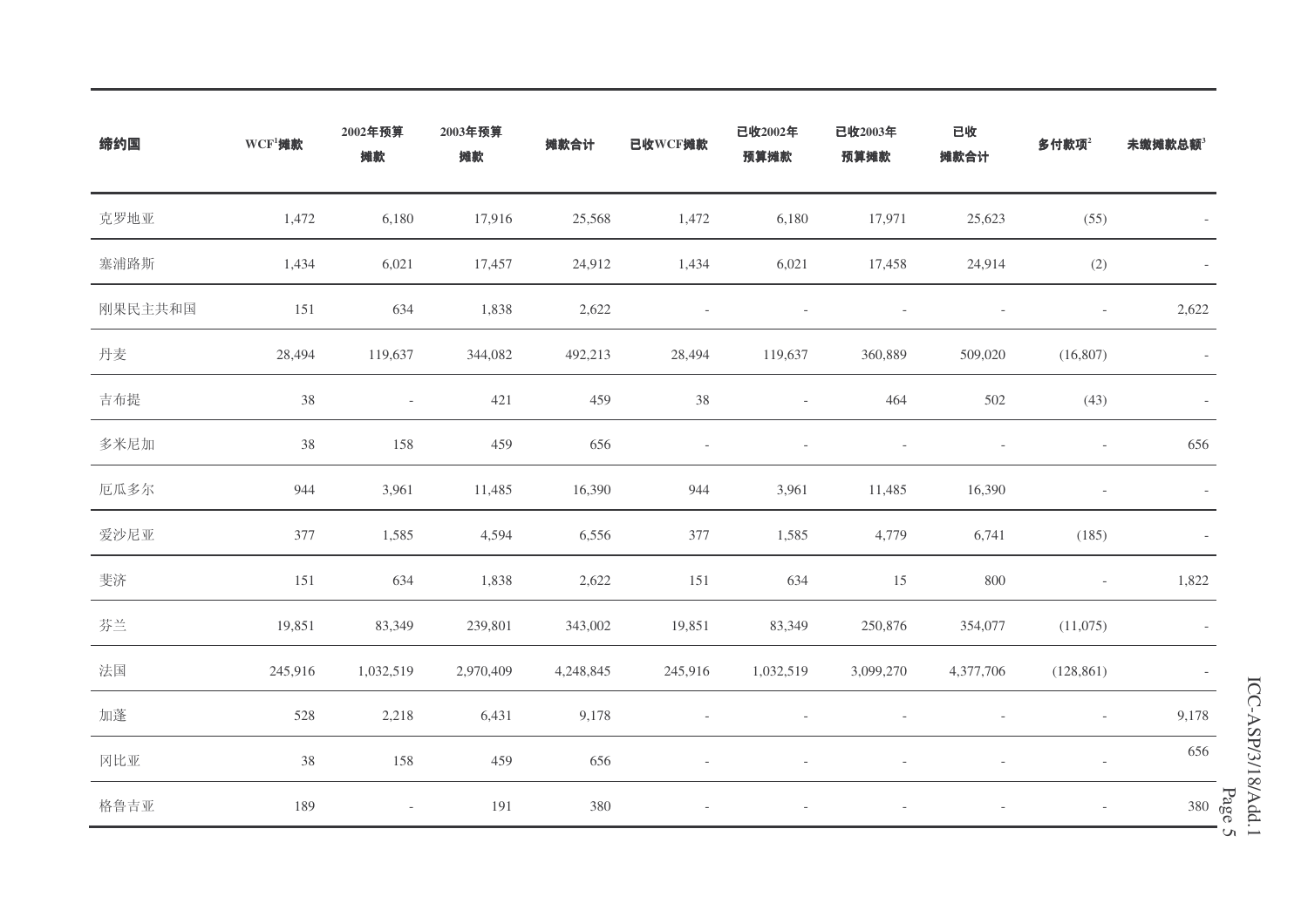| 缔约国 | WCF[1]摊款 | 2002年预算摊款 | 2003年预算摊款 | 摊款合计 | 已收WCF摊款 | 已收2002年预算摊款 | 已收2003年预算摊款 | 已收摊款合计 | 多付款项[2] | 未缴摊款总额[3] |
|---|---|---|---|---|---|---|---|---|---|---|
| 克罗地亚 | 1,472 | 6,180 | 17,916 | 25,568 | 1,472 | 6,180 | 17,971 | 25,623 | (55) | - |
| 塞浦路斯 | 1,434 | 6,021 | 17,457 | 24,912 | 1,434 | 6,021 | 17,458 | 24,914 | (2) | - |
| 刚果民主共和国 | 151 | 634 | 1,838 | 2,622 | - | - | - | - | - | 2,622 |
| 丹麦 | 28,494 | 119,637 | 344,082 | 492,213 | 28,494 | 119,637 | 360,889 | 509,020 | (16,807) | - |
| 吉布提 | 38 | - | 421 | 459 | 38 | - | 464 | 502 | (43) | - |
| 多米尼加 | 38 | 158 | 459 | 656 | - | - | - | - | - | 656 |
| 厄瓜多尔 | 944 | 3,961 | 11,485 | 16,390 | 944 | 3,961 | 11,485 | 16,390 | - | - |
| 爱沙尼亚 | 377 | 1,585 | 4,594 | 6,556 | 377 | 1,585 | 4,779 | 6,741 | (185) | - |
| 斐济 | 151 | 634 | 1,838 | 2,622 | 151 | 634 | 15 | 800 | - | 1,822 |
| 芬兰 | 19,851 | 83,349 | 239,801 | 343,002 | 19,851 | 83,349 | 250,876 | 354,077 | (11,075) | - |
| 法国 | 245,916 | 1,032,519 | 2,970,409 | 4,248,845 | 245,916 | 1,032,519 | 3,099,270 | 4,377,706 | (128,861) | - |
| 加蓬 | 528 | 2,218 | 6,431 | 9,178 | - | - | - | - | - | 9,178 |
| 冈比亚 | 38 | 158 | 459 | 656 | - | - | - | - | - | 656 |
| 格鲁吉亚 | 189 | - | 191 | 380 | - | - | - | - | - | 380 |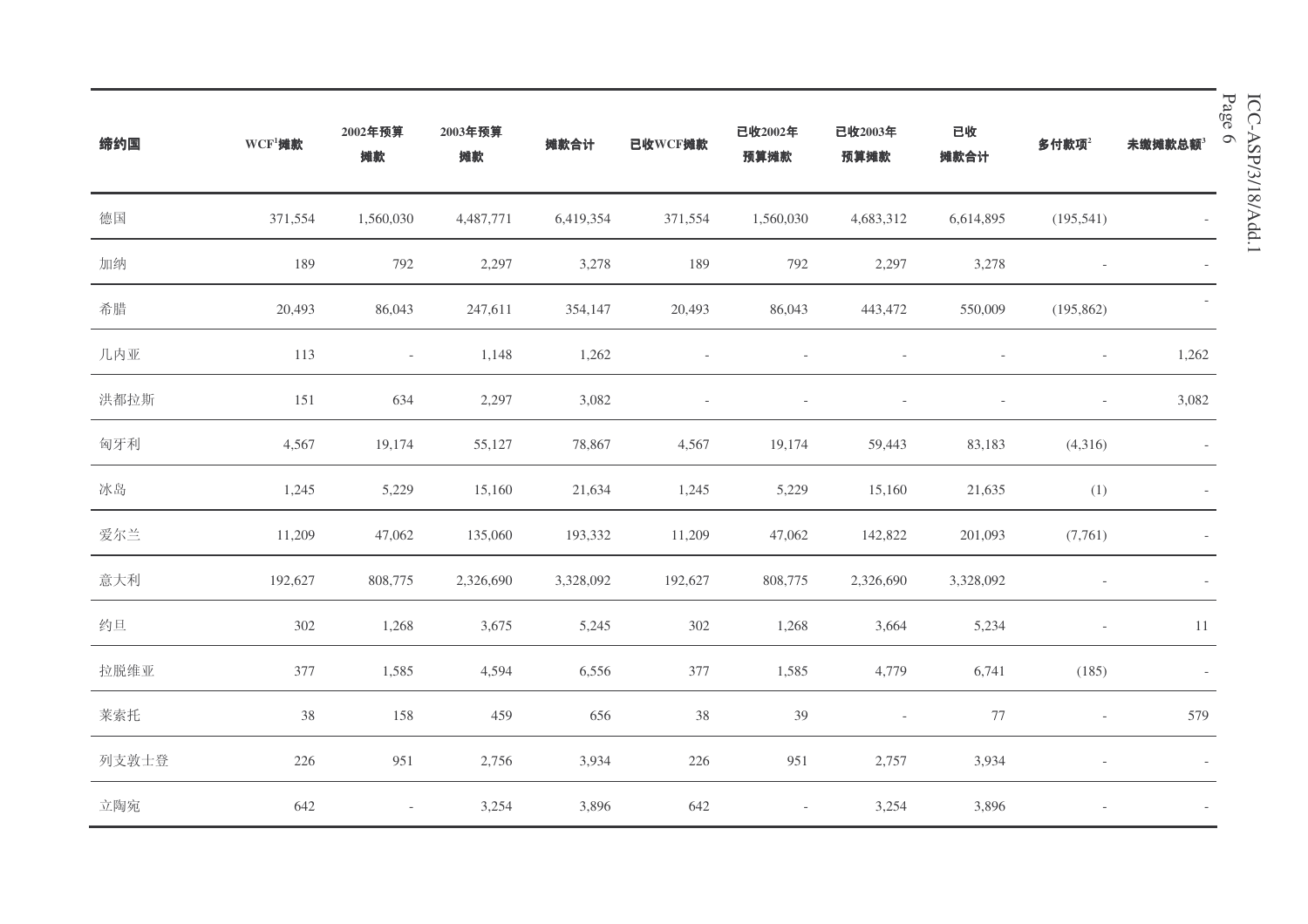| 缔约国 | WCF[1]摊款 | 2002年预算摊款 | 2003年预算摊款 | 摊款合计 | 已收WCF摊款 | 已收2002年预算摊款 | 已收2003年预算摊款 | 已收摊款合计 | 多付款项[2] | 未缴摊款总额[3] |
|---|---|---|---|---|---|---|---|---|---|---|
| 德国 | 371,554 | 1,560,030 | 4,487,771 | 6,419,354 | 371,554 | 1,560,030 | 4,683,312 | 6,614,895 | (195,541) | - |
| 加纳 | 189 | 792 | 2,297 | 3,278 | 189 | 792 | 2,297 | 3,278 | - | - |
| 希腊 | 20,493 | 86,043 | 247,611 | 354,147 | 20,493 | 86,043 | 443,472 | 550,009 | (195,862) | - |
| 几内亚 | 113 | - | 1,148 | 1,262 | - | - | - | - | - | 1,262 |
| 洪都拉斯 | 151 | 634 | 2,297 | 3,082 | - | - | - | - | - | 3,082 |
| 匈牙利 | 4,567 | 19,174 | 55,127 | 78,867 | 4,567 | 19,174 | 59,443 | 83,183 | (4,316) | - |
| 冰岛 | 1,245 | 5,229 | 15,160 | 21,634 | 1,245 | 5,229 | 15,160 | 21,635 | (1) | - |
| 爱尔兰 | 11,209 | 47,062 | 135,060 | 193,332 | 11,209 | 47,062 | 142,822 | 201,093 | (7,761) | - |
| 意大利 | 192,627 | 808,775 | 2,326,690 | 3,328,092 | 192,627 | 808,775 | 2,326,690 | 3,328,092 | - | - |
| 约旦 | 302 | 1,268 | 3,675 | 5,245 | 302 | 1,268 | 3,664 | 5,234 | - | 11 |
| 拉脱维亚 | 377 | 1,585 | 4,594 | 6,556 | 377 | 1,585 | 4,779 | 6,741 | (185) | - |
| 莱索托 | 38 | 158 | 459 | 656 | 38 | 39 | - | 77 | - | 579 |
| 列支敦士登 | 226 | 951 | 2,756 | 3,934 | 226 | 951 | 2,757 | 3,934 | - | - |
| 立陶宛 | 642 | - | 3,254 | 3,896 | 642 | - | 3,254 | 3,896 | - | - |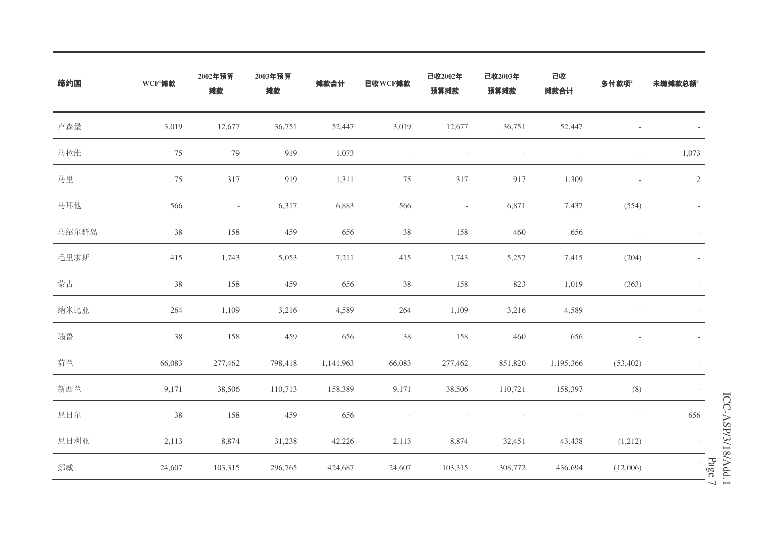| 缔约国 | WCF[1]摊款 | 2002年预算摊款 | 2003年预算摊款 | 摊款合计 | 已收WCF摊款 | 已收2002年预算摊款 | 已收2003年预算摊款 | 已收摊款合计 | 多付款项[2] | 未缴摊款总额[3] |
|---|---|---|---|---|---|---|---|---|---|---|
| 卢森堡 | 3,019 | 12,677 | 36,751 | 52,447 | 3,019 | 12,677 | 36,751 | 52,447 | - | - |
| 马拉维 | 75 | 79 | 919 | 1,073 | - | - | - | - | - | 1,073 |
| 马里 | 75 | 317 | 919 | 1,311 | 75 | 317 | 917 | 1,309 | - | 2 |
| 马耳他 | 566 | - | 6,317 | 6,883 | 566 | - | 6,871 | 7,437 | (554) | - |
| 马绍尔群岛 | 38 | 158 | 459 | 656 | 38 | 158 | 460 | 656 | - | - |
| 毛里求斯 | 415 | 1,743 | 5,053 | 7,211 | 415 | 1,743 | 5,257 | 7,415 | (204) | - |
| 蒙古 | 38 | 158 | 459 | 656 | 38 | 158 | 823 | 1,019 | (363) | - |
| 纳米比亚 | 264 | 1,109 | 3,216 | 4,589 | 264 | 1,109 | 3,216 | 4,589 | - | - |
| 瑙鲁 | 38 | 158 | 459 | 656 | 38 | 158 | 460 | 656 | - | - |
| 荷兰 | 66,083 | 277,462 | 798,418 | 1,141,963 | 66,083 | 277,462 | 851,820 | 1,195,366 | (53,402) | - |
| 新西兰 | 9,171 | 38,506 | 110,713 | 158,389 | 9,171 | 38,506 | 110,721 | 158,397 | (8) | - |
| 尼日尔 | 38 | 158 | 459 | 656 | - | - | - | - | - | 656 |
| 尼日利亚 | 2,113 | 8,874 | 31,238 | 42,226 | 2,113 | 8,874 | 32,451 | 43,438 | (1,212) | - |
| 挪威 | 24,607 | 103,315 | 296,765 | 424,687 | 24,607 | 103,315 | 308,772 | 436,694 | (12,006) | - |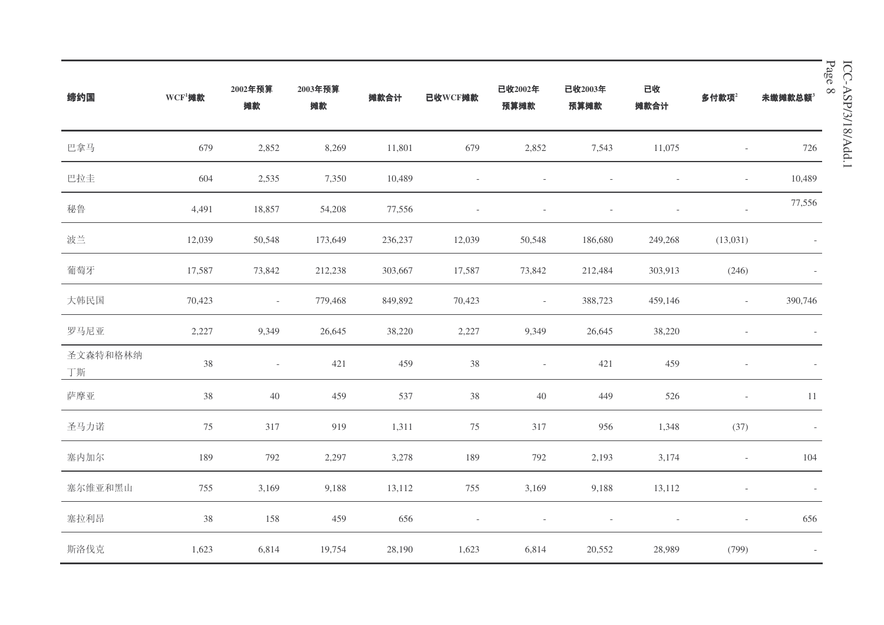| 缔约国 | WCF[1]摊款 | 2002年预算摊款 | 2003年预算摊款 | 摊款合计 | 已收WCF摊款 | 已收2002年预算摊款 | 已收2003年预算摊款 | 已收摊款合计 | 多付款项[2] | 未缴摊款总额[3] |
|---|---|---|---|---|---|---|---|---|---|---|
| 巴拿马 | 679 | 2,852 | 8,269 | 11,801 | 679 | 2,852 | 7,543 | 11,075 | - | 726 |
| 巴拉圭 | 604 | 2,535 | 7,350 | 10,489 | - | - | - | - | - | 10,489 |
| 秘鲁 | 4,491 | 18,857 | 54,208 | 77,556 | - | - | - | - | - | 77,556 |
| 波兰 | 12,039 | 50,548 | 173,649 | 236,237 | 12,039 | 50,548 | 186,680 | 249,268 | (13,031) | - |
| 葡萄牙 | 17,587 | 73,842 | 212,238 | 303,667 | 17,587 | 73,842 | 212,484 | 303,913 | (246) | - |
| 大韩民国 | 70,423 | - | 779,468 | 849,892 | 70,423 | - | 388,723 | 459,146 | - | 390,746 |
| 罗马尼亚 | 2,227 | 9,349 | 26,645 | 38,220 | 2,227 | 9,349 | 26,645 | 38,220 | - | - |
| 圣文森特和格林纳丁斯 | 38 | - | 421 | 459 | 38 | - | 421 | 459 | - | - |
| 萨摩亚 | 38 | 40 | 459 | 537 | 38 | 40 | 449 | 526 | - | 11 |
| 圣马力诺 | 75 | 317 | 919 | 1,311 | 75 | 317 | 956 | 1,348 | (37) | - |
| 塞内加尔 | 189 | 792 | 2,297 | 3,278 | 189 | 792 | 2,193 | 3,174 | - | 104 |
| 塞尔维亚和黑山 | 755 | 3,169 | 9,188 | 13,112 | 755 | 3,169 | 9,188 | 13,112 | - | - |
| 塞拉利昂 | 38 | 158 | 459 | 656 | - | - | - | - | - | 656 |
| 斯洛伐克 | 1,623 | 6,814 | 19,754 | 28,190 | 1,623 | 6,814 | 20,552 | 28,989 | (799) | - |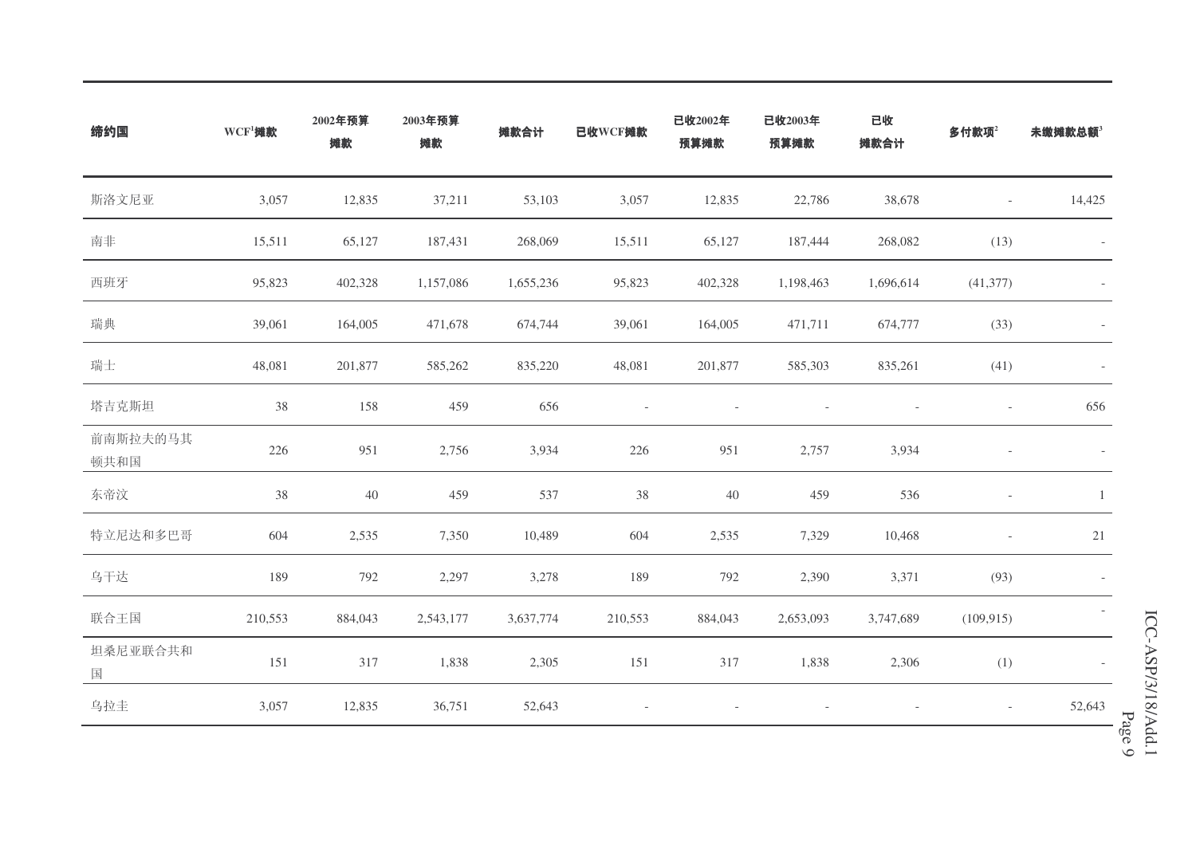| 缔约国 | WCF[1]摊款 | 2002年预算摊款 | 2003年预算摊款 | 摊款合计 | 已收WCF摊款 | 已收2002年预算摊款 | 已收2003年预算摊款 | 已收摊款合计 | 多付款项[2] | 未缴摊款总额[3] |
|---|---|---|---|---|---|---|---|---|---|---|
| 斯洛文尼亚 | 3,057 | 12,835 | 37,211 | 53,103 | 3,057 | 12,835 | 22,786 | 38,678 | - | 14,425 |
| 南非 | 15,511 | 65,127 | 187,431 | 268,069 | 15,511 | 65,127 | 187,444 | 268,082 | (13) | - |
| 西班牙 | 95,823 | 402,328 | 1,157,086 | 1,655,236 | 95,823 | 402,328 | 1,198,463 | 1,696,614 | (41,377) | - |
| 瑞典 | 39,061 | 164,005 | 471,678 | 674,744 | 39,061 | 164,005 | 471,711 | 674,777 | (33) | - |
| 瑞士 | 48,081 | 201,877 | 585,262 | 835,220 | 48,081 | 201,877 | 585,303 | 835,261 | (41) | - |
| 塔吉克斯坦 | 38 | 158 | 459 | 656 | - | - | - | - | - | 656 |
| 前南斯拉夫的马其顿共和国 | 226 | 951 | 2,756 | 3,934 | 226 | 951 | 2,757 | 3,934 | - | - |
| 东帝汶 | 38 | 40 | 459 | 537 | 38 | 40 | 459 | 536 | - | 1 |
| 特立尼达和多巴哥 | 604 | 2,535 | 7,350 | 10,489 | 604 | 2,535 | 7,329 | 10,468 | - | 21 |
| 乌干达 | 189 | 792 | 2,297 | 3,278 | 189 | 792 | 2,390 | 3,371 | (93) | - |
| 联合王国 | 210,553 | 884,043 | 2,543,177 | 3,637,774 | 210,553 | 884,043 | 2,653,093 | 3,747,689 | (109,915) | - |
| 坦桑尼亚联合共和国 | 151 | 317 | 1,838 | 2,305 | 151 | 317 | 1,838 | 2,306 | (1) | - |
| 乌拉圭 | 3,057 | 12,835 | 36,751 | 52,643 | - | - | - | - | - | 52,643 |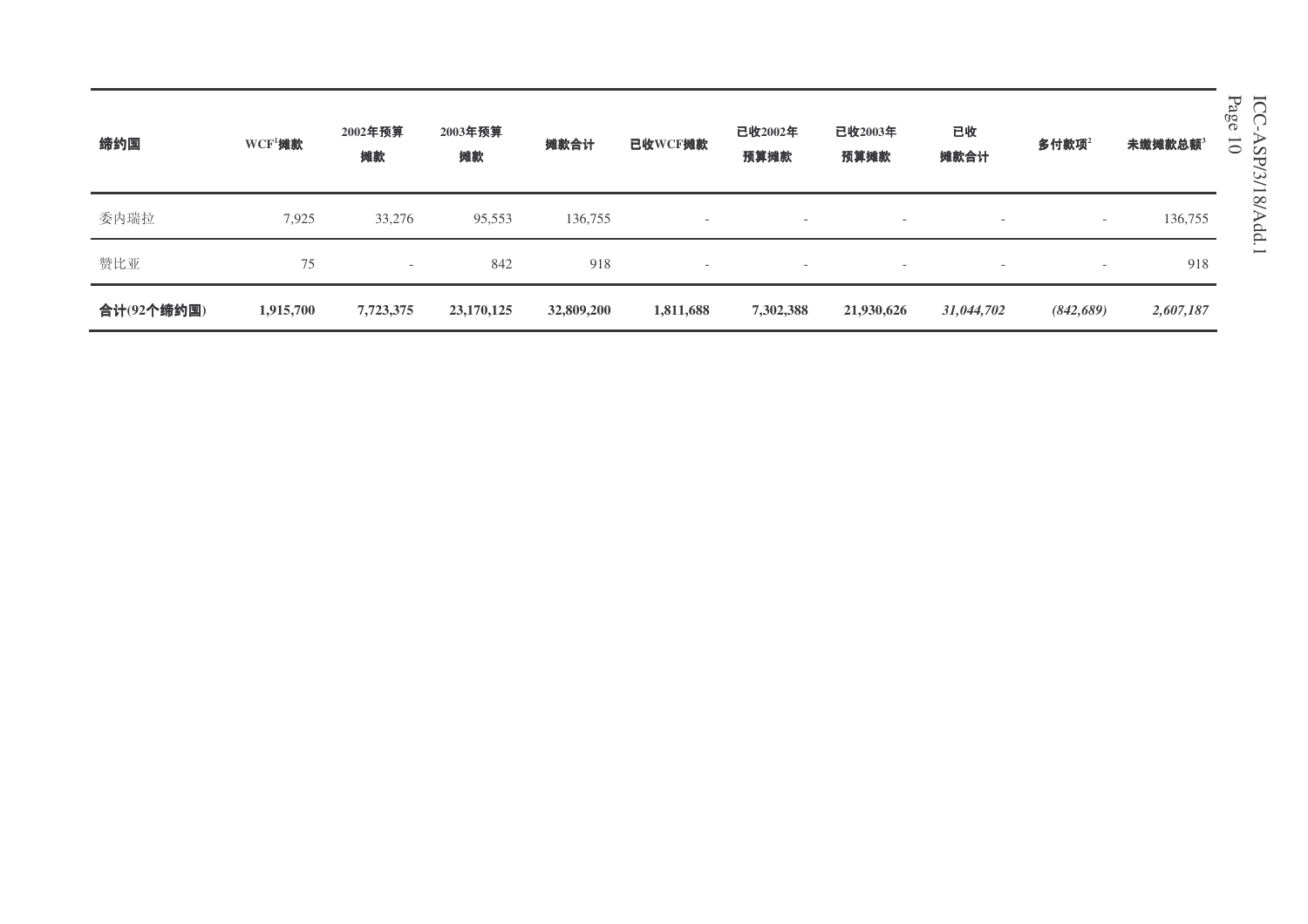| 缔约国 | WCF[1]摊款 | 2002年预算摊款 | 2003年预算摊款 | 摊款合计 | 已收WCF摊款 | 已收2002年预算摊款 | 已收2003年预算摊款 | 已收摊款合计 | 多付款项[2] | 未缴摊款总额[3] |
|---|---|---|---|---|---|---|---|---|---|---|
| 委内瑞拉 | 7,925 | 33,276 | 95,553 | 136,755 | - | - | - | - | - | 136,755 |
| 赞比亚 | 75 | - | 842 | 918 | - | - | - | - | - | 918 |
| **合计(92个缔约国)** | **1,915,700** | **7,723,375** | **23,170,125** | **32,809,200** | **1,811,688** | **7,302,388** | **21,930,626** | ***31,044,702*** | ***(842,689)*** | ***2,607,187*** |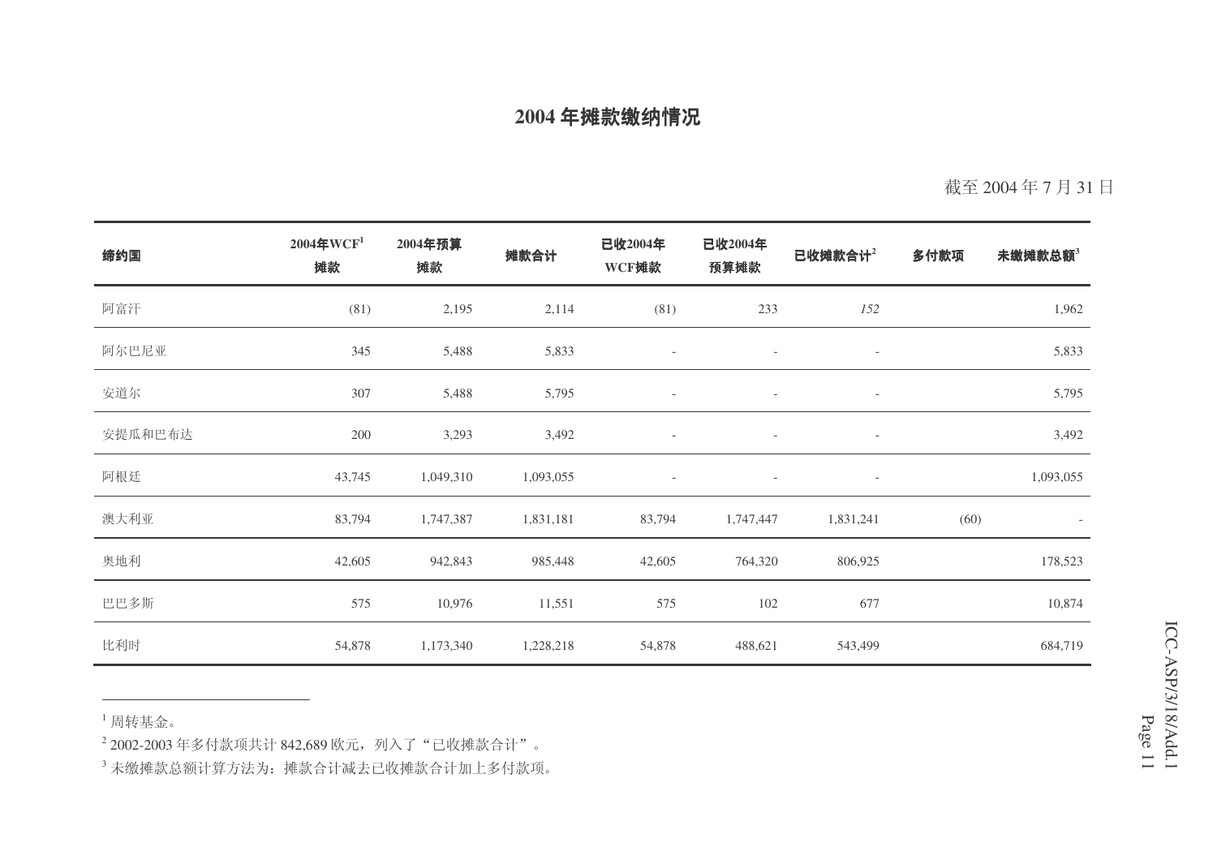## 2004 年摊款缴纳情况

截至 2004 年 7 月 31 日

| 缔约国 | 2004年WCF[1] 摊款 | 2004年预算 摊款 | 摊款合计 | 已收2004年 WCF摊款 | 已收2004年 预算摊款 | 已收摊款合计[2] | 多付款项 | 未缴摊款总额[3] |
|---|---|---|---|---|---|---|---|---|
| 阿富汗 | (81) | 2,195 | 2,114 | (81) | 233 | *152* | | 1,962 |
| 阿尔巴尼亚 | 345 | 5,488 | 5,833 | - | - | - | | 5,833 |
| 安道尔 | 307 | 5,488 | 5,795 | - | - | - | | 5,795 |
| 安提瓜和巴布达 | 200 | 3,293 | 3,492 | - | - | - | | 3,492 |
| 阿根廷 | 43,745 | 1,049,310 | 1,093,055 | - | - | - | | 1,093,055 |
| 澳大利亚 | 83,794 | 1,747,387 | 1,831,181 | 83,794 | 1,747,447 | 1,831,241 | (60) | - |
| 奥地利 | 42,605 | 942,843 | 985,448 | 42,605 | 764,320 | 806,925 | | 178,523 |
| 巴巴多斯 | 575 | 10,976 | 11,551 | 575 | 102 | 677 | | 10,874 |
| 比利时 | 54,878 | 1,173,340 | 1,228,218 | 54,878 | 488,621 | 543,499 | | 684,719 |

[1] 周转基金。

[2] 2002-2003 年多付款项共计 842,689 欧元，列入了“已收摊款合计”。

[3] 未缴摊款总额计算方法为：摊款合计减去已收摊款合计加上多付款项。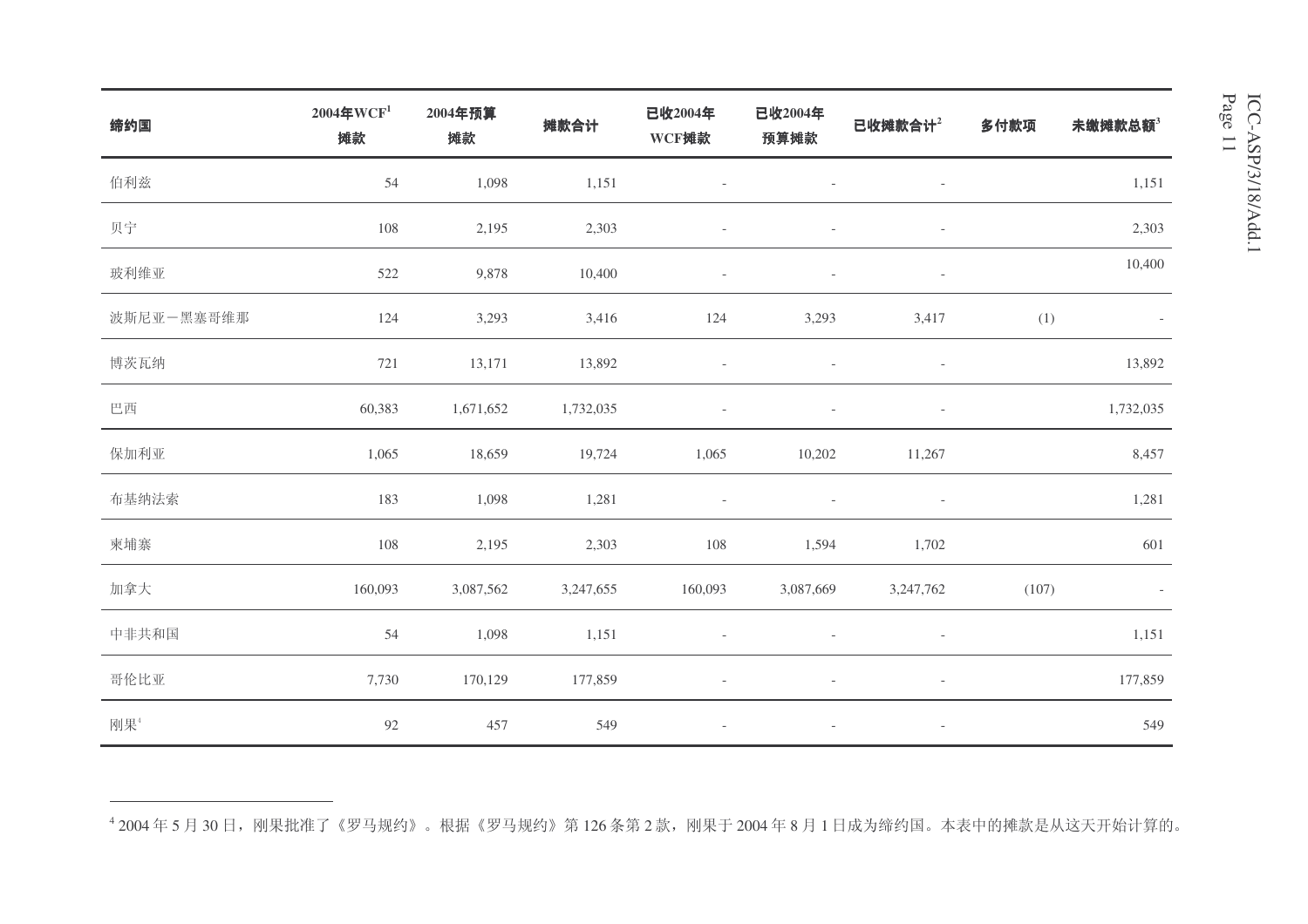| 缔约国 | 2004年WCF[1] 摊款 | 2004年预算 摊款 | 摊款合计 | 已收2004年 WCF摊款 | 已收2004年 预算摊款 | 已收摊款合计[2] | 多付款项 | 未缴摊款总额[3] |
|---|---|---|---|---|---|---|---|---|
| 伯利兹 | 54 | 1,098 | 1,151 | - | - | - | | 1,151 |
| 贝宁 | 108 | 2,195 | 2,303 | - | - | - | | 2,303 |
| 玻利维亚 | 522 | 9,878 | 10,400 | - | - | - | | 10,400 |
| 波斯尼亚－黑塞哥维那 | 124 | 3,293 | 3,416 | 124 | 3,293 | 3,417 | (1) | - |
| 博茨瓦纳 | 721 | 13,171 | 13,892 | - | - | - | | 13,892 |
| 巴西 | 60,383 | 1,671,652 | 1,732,035 | - | - | - | | 1,732,035 |
| 保加利亚 | 1,065 | 18,659 | 19,724 | 1,065 | 10,202 | 11,267 | | 8,457 |
| 布基纳法索 | 183 | 1,098 | 1,281 | - | - | - | | 1,281 |
| 柬埔寨 | 108 | 2,195 | 2,303 | 108 | 1,594 | 1,702 | | 601 |
| 加拿大 | 160,093 | 3,087,562 | 3,247,655 | 160,093 | 3,087,669 | 3,247,762 | (107) | - |
| 中非共和国 | 54 | 1,098 | 1,151 | - | - | - | | 1,151 |
| 哥伦比亚 | 7,730 | 170,129 | 177,859 | - | - | - | | 177,859 |
| 刚果[4] | 92 | 457 | 549 | - | - | - | | 549 |

[4] 2004 年 5 月 30 日，刚果批准了《罗马规约》。根据《罗马规约》第 126 条第 2 款，刚果于 2004 年 8 月 1 日成为缔约国。本表中的摊款是从这天开始计算的。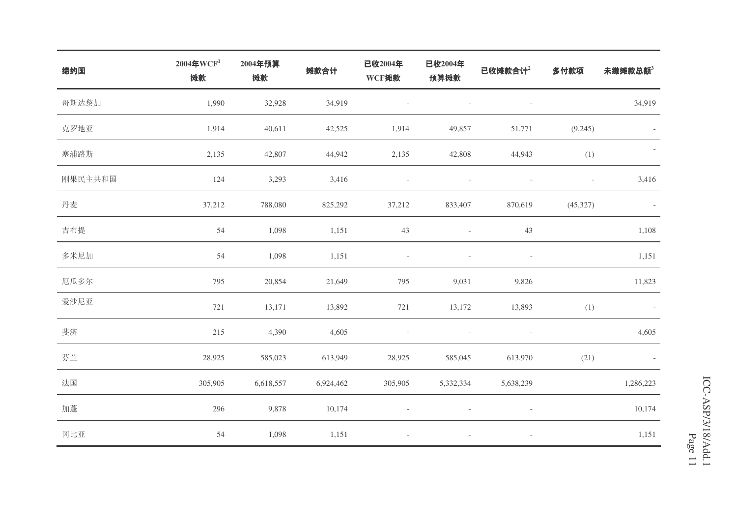| 缔约国 | 2004年WCF[1]摊款 | 2004年预算摊款 | 摊款合计 | 已收2004年WCF摊款 | 已收2004年预算摊款 | 已收摊款合计[2] | 多付款项 | 未缴摊款总额[3] |
|---|---|---|---|---|---|---|---|---|
| 哥斯达黎加 | 1,990 | 32,928 | 34,919 | - | - | - | | 34,919 |
| 克罗地亚 | 1,914 | 40,611 | 42,525 | 1,914 | 49,857 | 51,771 | (9,245) | - |
| 塞浦路斯 | 2,135 | 42,807 | 44,942 | 2,135 | 42,808 | 44,943 | (1) | - |
| 刚果民主共和国 | 124 | 3,293 | 3,416 | - | - | - | - | 3,416 |
| 丹麦 | 37,212 | 788,080 | 825,292 | 37,212 | 833,407 | 870,619 | (45,327) | - |
| 吉布提 | 54 | 1,098 | 1,151 | 43 | - | 43 | | 1,108 |
| 多米尼加 | 54 | 1,098 | 1,151 | - | - | - | | 1,151 |
| 厄瓜多尔 | 795 | 20,854 | 21,649 | 795 | 9,031 | 9,826 | | 11,823 |
| 爱沙尼亚 | 721 | 13,171 | 13,892 | 721 | 13,172 | 13,893 | (1) | - |
| 斐济 | 215 | 4,390 | 4,605 | - | - | - | | 4,605 |
| 芬兰 | 28,925 | 585,023 | 613,949 | 28,925 | 585,045 | 613,970 | (21) | - |
| 法国 | 305,905 | 6,618,557 | 6,924,462 | 305,905 | 5,332,334 | 5,638,239 | | 1,286,223 |
| 加蓬 | 296 | 9,878 | 10,174 | - | - | - | | 10,174 |
| 冈比亚 | 54 | 1,098 | 1,151 | - | - | - | | 1,151 |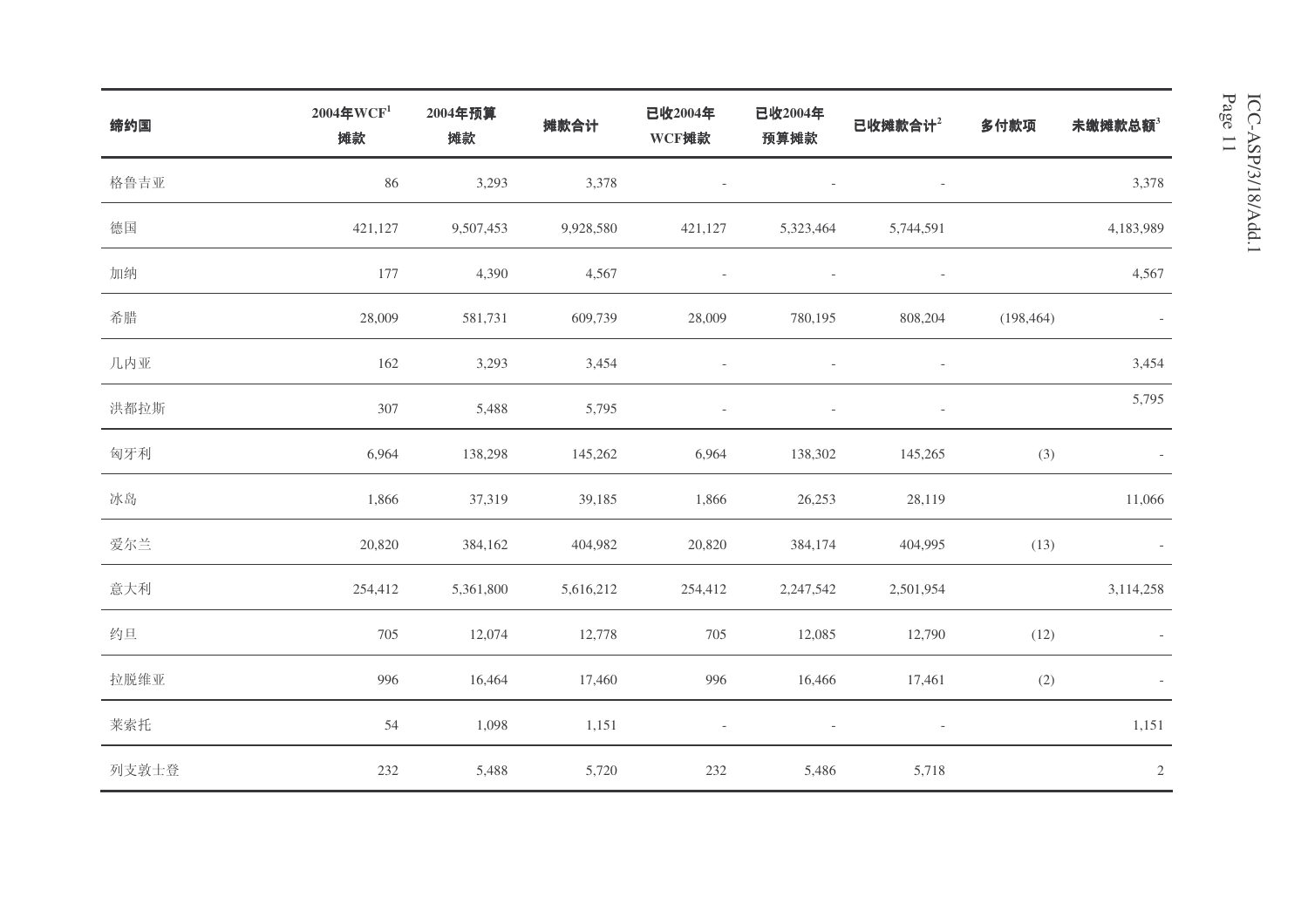| 缔约国 | 2004年WCF[1]摊款 | 2004年预算摊款 | 摊款合计 | 已收2004年WCF摊款 | 已收2004年预算摊款 | 已收摊款合计[2] | 多付款项 | 未缴摊款总额[3] |
|---|---|---|---|---|---|---|---|---|
| 格鲁吉亚 | 86 | 3,293 | 3,378 | - | - | - | | 3,378 |
| 德国 | 421,127 | 9,507,453 | 9,928,580 | 421,127 | 5,323,464 | 5,744,591 | | 4,183,989 |
| 加纳 | 177 | 4,390 | 4,567 | - | - | - | | 4,567 |
| 希腊 | 28,009 | 581,731 | 609,739 | 28,009 | 780,195 | 808,204 | (198,464) | - |
| 几内亚 | 162 | 3,293 | 3,454 | - | - | - | | 3,454 |
| 洪都拉斯 | 307 | 5,488 | 5,795 | - | - | - | | 5,795 |
| 匈牙利 | 6,964 | 138,298 | 145,262 | 6,964 | 138,302 | 145,265 | (3) | - |
| 冰岛 | 1,866 | 37,319 | 39,185 | 1,866 | 26,253 | 28,119 | | 11,066 |
| 爱尔兰 | 20,820 | 384,162 | 404,982 | 20,820 | 384,174 | 404,995 | (13) | - |
| 意大利 | 254,412 | 5,361,800 | 5,616,212 | 254,412 | 2,247,542 | 2,501,954 | | 3,114,258 |
| 约旦 | 705 | 12,074 | 12,778 | 705 | 12,085 | 12,790 | (12) | - |
| 拉脱维亚 | 996 | 16,464 | 17,460 | 996 | 16,466 | 17,461 | (2) | - |
| 莱索托 | 54 | 1,098 | 1,151 | - | - | - | | 1,151 |
| 列支敦士登 | 232 | 5,488 | 5,720 | 232 | 5,486 | 5,718 | | 2 |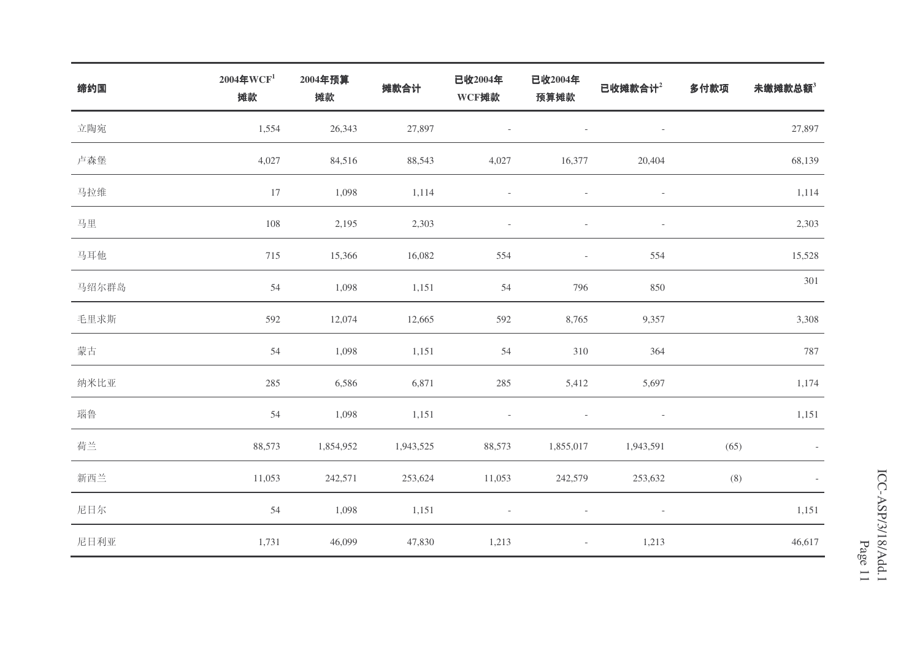| 缔约国 | 2004年WCF[1] 摊款 | 2004年预算 摊款 | 摊款合计 | 已收2004年 WCF摊款 | 已收2004年 预算摊款 | 已收摊款合计[2] | 多付款项 | 未缴摊款总额[3] |
|---|---|---|---|---|---|---|---|---|
| 立陶宛 | 1,554 | 26,343 | 27,897 | - | - | - | | 27,897 |
| 卢森堡 | 4,027 | 84,516 | 88,543 | 4,027 | 16,377 | 20,404 | | 68,139 |
| 马拉维 | 17 | 1,098 | 1,114 | - | - | - | | 1,114 |
| 马里 | 108 | 2,195 | 2,303 | - | - | - | | 2,303 |
| 马耳他 | 715 | 15,366 | 16,082 | 554 | - | 554 | | 15,528 |
| 马绍尔群岛 | 54 | 1,098 | 1,151 | 54 | 796 | 850 | | 301 |
| 毛里求斯 | 592 | 12,074 | 12,665 | 592 | 8,765 | 9,357 | | 3,308 |
| 蒙古 | 54 | 1,098 | 1,151 | 54 | 310 | 364 | | 787 |
| 纳米比亚 | 285 | 6,586 | 6,871 | 285 | 5,412 | 5,697 | | 1,174 |
| 瑙鲁 | 54 | 1,098 | 1,151 | - | - | - | | 1,151 |
| 荷兰 | 88,573 | 1,854,952 | 1,943,525 | 88,573 | 1,855,017 | 1,943,591 | (65) | - |
| 新西兰 | 11,053 | 242,571 | 253,624 | 11,053 | 242,579 | 253,632 | (8) | - |
| 尼日尔 | 54 | 1,098 | 1,151 | - | - | - | | 1,151 |
| 尼日利亚 | 1,731 | 46,099 | 47,830 | 1,213 | - | 1,213 | | 46,617 |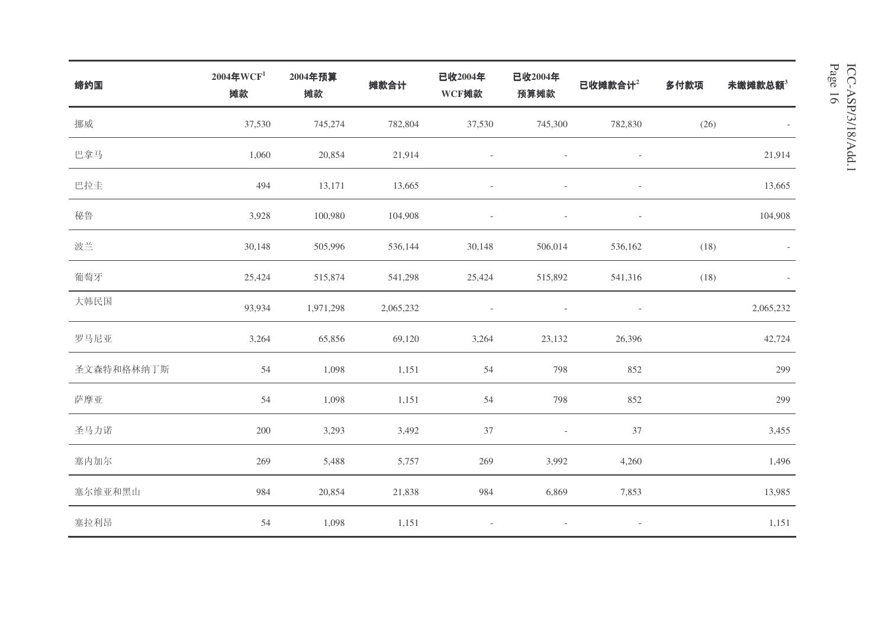| 缔约国 | 2004年WCF[1] 摊款 | 2004年预算 摊款 | 摊款合计 | 已收2004年 WCF摊款 | 已收2004年 预算摊款 | 已收摊款合计[2] | 多付款项 | 未缴摊款总额[3] |
|---|---|---|---|---|---|---|---|---|
| 挪威 | 37,530 | 745,274 | 782,804 | 37,530 | 745,300 | 782,830 | (26) | - |
| 巴拿马 | 1,060 | 20,854 | 21,914 | - | - | - | | 21,914 |
| 巴拉圭 | 494 | 13,171 | 13,665 | - | - | - | | 13,665 |
| 秘鲁 | 3,928 | 100,980 | 104,908 | - | - | - | | 104,908 |
| 波兰 | 30,148 | 505,996 | 536,144 | 30,148 | 506,014 | 536,162 | (18) | - |
| 葡萄牙 | 25,424 | 515,874 | 541,298 | 25,424 | 515,892 | 541,316 | (18) | - |
| 大韩民国 | 93,934 | 1,971,298 | 2,065,232 | - | - | - | | 2,065,232 |
| 罗马尼亚 | 3,264 | 65,856 | 69,120 | 3,264 | 23,132 | 26,396 | | 42,724 |
| 圣文森特和格林纳丁斯 | 54 | 1,098 | 1,151 | 54 | 798 | 852 | | 299 |
| 萨摩亚 | 54 | 1,098 | 1,151 | 54 | 798 | 852 | | 299 |
| 圣马力诺 | 200 | 3,293 | 3,492 | 37 | - | 37 | | 3,455 |
| 塞内加尔 | 269 | 5,488 | 5,757 | 269 | 3,992 | 4,260 | | 1,496 |
| 塞尔维亚和黑山 | 984 | 20,854 | 21,838 | 984 | 6,869 | 7,853 | | 13,985 |
| 塞拉利昂 | 54 | 1,098 | 1,151 | - | - | - | | 1,151 |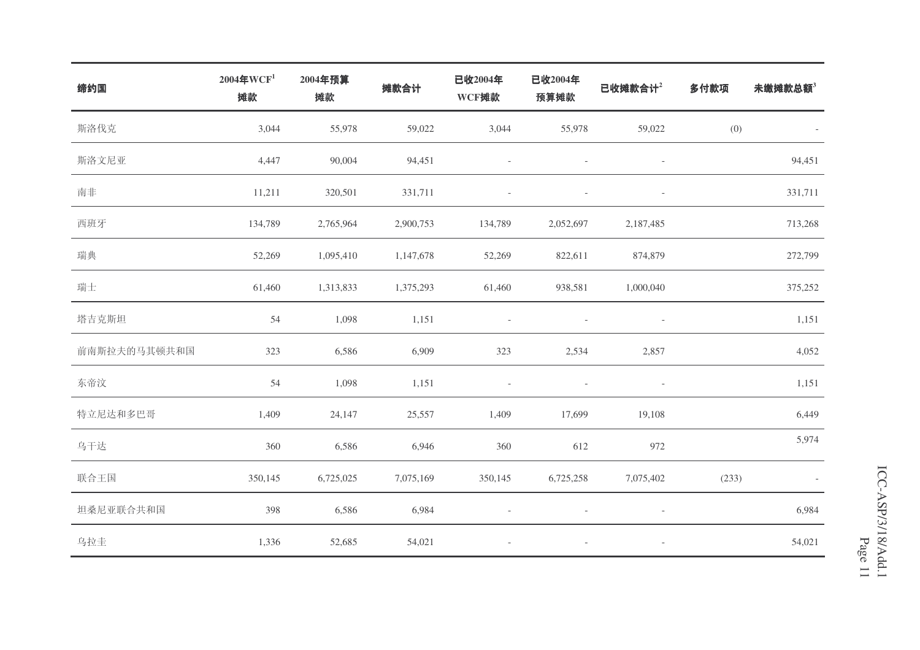| 缔约国 | 2004年WCF[1] 摊款 | 2004年预算 摊款 | 摊款合计 | 已收2004年 WCF摊款 | 已收2004年 预算摊款 | 已收摊款合计[2] | 多付款项 | 未缴摊款总额[3] |
|---|---|---|---|---|---|---|---|---|
| 斯洛伐克 | 3,044 | 55,978 | 59,022 | 3,044 | 55,978 | 59,022 | (0) | - |
| 斯洛文尼亚 | 4,447 | 90,004 | 94,451 | - | - | - | | 94,451 |
| 南非 | 11,211 | 320,501 | 331,711 | - | - | - | | 331,711 |
| 西班牙 | 134,789 | 2,765,964 | 2,900,753 | 134,789 | 2,052,697 | 2,187,485 | | 713,268 |
| 瑞典 | 52,269 | 1,095,410 | 1,147,678 | 52,269 | 822,611 | 874,879 | | 272,799 |
| 瑞士 | 61,460 | 1,313,833 | 1,375,293 | 61,460 | 938,581 | 1,000,040 | | 375,252 |
| 塔吉克斯坦 | 54 | 1,098 | 1,151 | - | - | - | | 1,151 |
| 前南斯拉夫的马其顿共和国 | 323 | 6,586 | 6,909 | 323 | 2,534 | 2,857 | | 4,052 |
| 东帝汶 | 54 | 1,098 | 1,151 | - | - | - | | 1,151 |
| 特立尼达和多巴哥 | 1,409 | 24,147 | 25,557 | 1,409 | 17,699 | 19,108 | | 6,449 |
| 乌干达 | 360 | 6,586 | 6,946 | 360 | 612 | 972 | | 5,974 |
| 联合王国 | 350,145 | 6,725,025 | 7,075,169 | 350,145 | 6,725,258 | 7,075,402 | (233) | - |
| 坦桑尼亚联合共和国 | 398 | 6,586 | 6,984 | - | - | - | | 6,984 |
| 乌拉圭 | 1,336 | 52,685 | 54,021 | - | - | - | | 54,021 |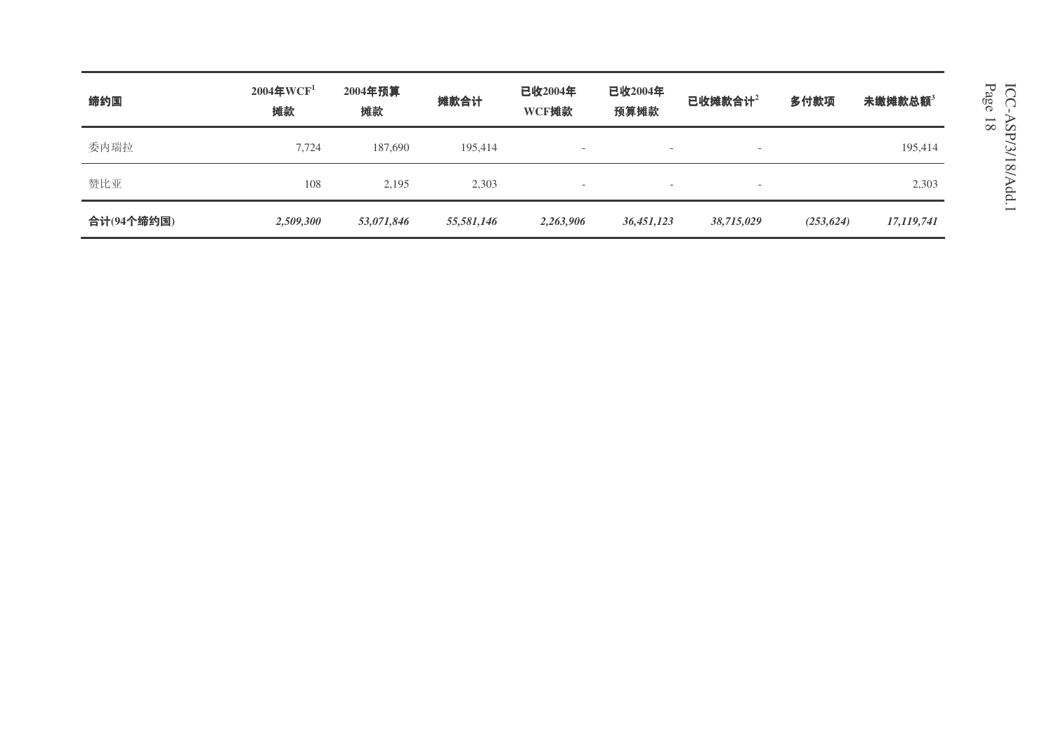| 缔约国 | 2004年WCF[1] 摊款 | 2004年预算 摊款 | 摊款合计 | 已收2004年 WCF摊款 | 已收2004年 预算摊款 | 已收摊款合计[2] | 多付款项 | 未缴摊款总额[3] |
|---|---|---|---|---|---|---|---|---|
| 委内瑞拉 | 7,724 | 187,690 | 195,414 | - | - | - | | 195,414 |
| 赞比亚 | 108 | 2,195 | 2,303 | - | - | - | | 2,303 |
| **合计(94个缔约国)** | ***2,509,300*** | ***53,071,846*** | ***55,581,146*** | ***2,263,906*** | ***36,451,123*** | ***38,715,029*** | ***(253,624)*** | ***17,119,741*** |